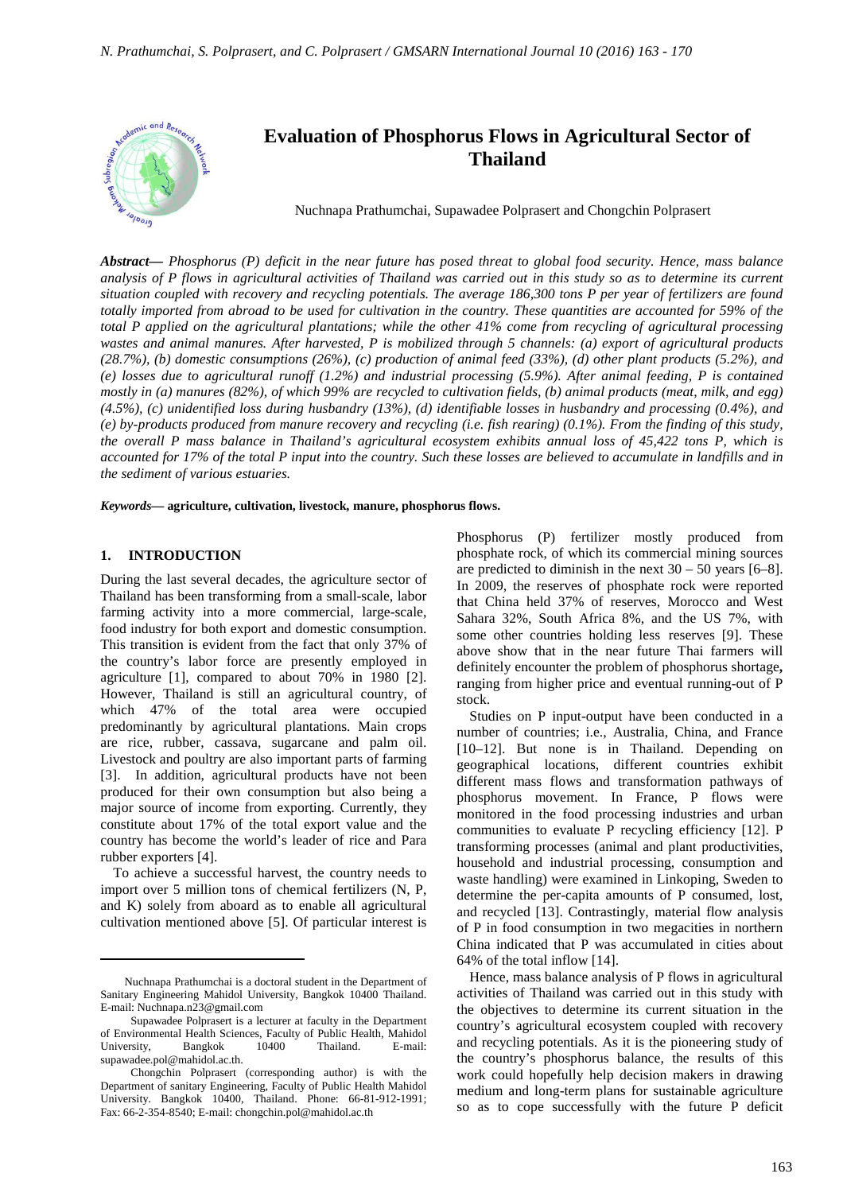# Evaluation of Phosphorus Flows in Agricultural Sector of Thailand

Nuchnapa Prathumchai, Supawadee Polprasert and Chongchin Polprasert

***Abstract***— *Phosphorus (P) deficit in the near future has posed threat to global food security. Hence, mass balance analysis of P flows in agricultural activities of Thailand was carried out in this study so as to determine its current situation coupled with recovery and recycling potentials. The average 186,300 tons P per year of fertilizers are found totally imported from abroad to be used for cultivation in the country. These quantities are accounted for 59% of the total P applied on the agricultural plantations; while the other 41% come from recycling of agricultural processing wastes and animal manures. After harvested, P is mobilized through 5 channels: (a) export of agricultural products (28.7%), (b) domestic consumptions (26%), (c) production of animal feed (33%), (d) other plant products (5.2%), and (e) losses due to agricultural runoff (1.2%) and industrial processing (5.9%). After animal feeding, P is contained mostly in (a) manures (82%), of which 99% are recycled to cultivation fields, (b) animal products (meat, milk, and egg) (4.5%), (c) unidentified loss during husbandry (13%), (d) identifiable losses in husbandry and processing (0.4%), and (e) by-products produced from manure recovery and recycling (i.e. fish rearing) (0.1%). From the finding of this study, the overall P mass balance in Thailand's agricultural ecosystem exhibits annual loss of 45,422 tons P, which is accounted for 17% of the total P input into the country. Such these losses are believed to accumulate in landfills and in the sediment of various estuaries.*

***Keywords***— **agriculture, cultivation, livestock, manure, phosphorus flows.**

## 1. INTRODUCTION

During the last several decades, the agriculture sector of Thailand has been transforming from a small-scale, labor farming activity into a more commercial, large-scale, food industry for both export and domestic consumption. This transition is evident from the fact that only 37% of the country's labor force are presently employed in agriculture [1], compared to about 70% in 1980 [2]. However, Thailand is still an agricultural country, of which 47% of the total area were occupied predominantly by agricultural plantations. Main crops are rice, rubber, cassava, sugarcane and palm oil. Livestock and poultry are also important parts of farming [3]. In addition, agricultural products have not been produced for their own consumption but also being a major source of income from exporting. Currently, they constitute about 17% of the total export value and the country has become the world's leader of rice and Para rubber exporters [4].

To achieve a successful harvest, the country needs to import over 5 million tons of chemical fertilizers (N, P, and K) solely from aboard as to enable all agricultural cultivation mentioned above [5]. Of particular interest is Phosphorus (P) fertilizer mostly produced from phosphate rock, of which its commercial mining sources are predicted to diminish in the next 30 – 50 years [6–8]. In 2009, the reserves of phosphate rock were reported that China held 37% of reserves, Morocco and West Sahara 32%, South Africa 8%, and the US 7%, with some other countries holding less reserves [9]. These above show that in the near future Thai farmers will definitely encounter the problem of phosphorus shortage**,** ranging from higher price and eventual running-out of P stock.

Studies on P input-output have been conducted in a number of countries; i.e., Australia, China, and France [10–12]. But none is in Thailand. Depending on geographical locations, different countries exhibit different mass flows and transformation pathways of phosphorus movement. In France, P flows were monitored in the food processing industries and urban communities to evaluate P recycling efficiency [12]. P transforming processes (animal and plant productivities, household and industrial processing, consumption and waste handling) were examined in Linkoping, Sweden to determine the per-capita amounts of P consumed, lost, and recycled [13]. Contrastingly, material flow analysis of P in food consumption in two megacities in northern China indicated that P was accumulated in cities about 64% of the total inflow [14].

Hence, mass balance analysis of P flows in agricultural activities of Thailand was carried out in this study with the objectives to determine its current situation in the country's agricultural ecosystem coupled with recovery and recycling potentials. As it is the pioneering study of the country's phosphorus balance, the results of this work could hopefully help decision makers in drawing medium and long-term plans for sustainable agriculture so as to cope successfully with the future P deficit

---

Nuchnapa Prathumchai is a doctoral student in the Department of Sanitary Engineering Mahidol University, Bangkok 10400 Thailand. E-mail: Nuchnapa.n23@gmail.com

Supawadee Polprasert is a lecturer at faculty in the Department of Environmental Health Sciences, Faculty of Public Health, Mahidol University, Bangkok 10400 Thailand. E-mail: supawadee.pol@mahidol.ac.th.

Chongchin Polprasert (corresponding author) is with the Department of sanitary Engineering, Faculty of Public Health Mahidol University. Bangkok 10400, Thailand. Phone: 66-81-912-1991; Fax: 66-2-354-8540; E-mail: chongchin.pol@mahidol.ac.th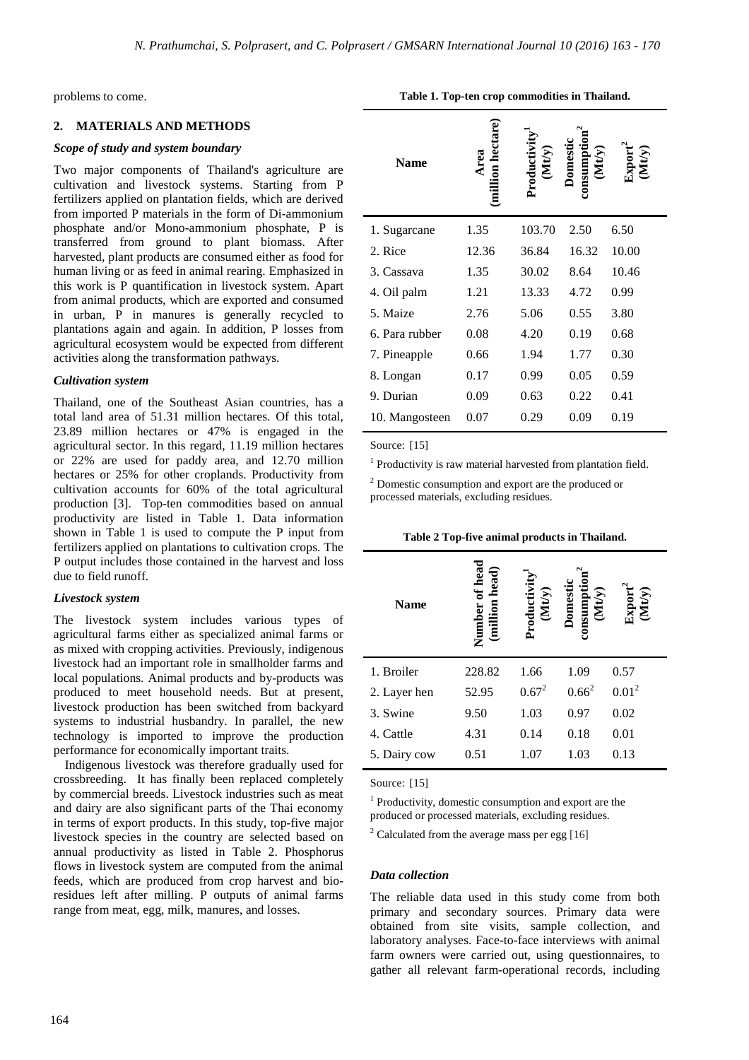problems to come.

## 2. MATERIALS AND METHODS

### *Scope of study and system boundary*

Two major components of Thailand's agriculture are cultivation and livestock systems. Starting from P fertilizers applied on plantation fields, which are derived from imported P materials in the form of Di-ammonium phosphate and/or Mono-ammonium phosphate, P is transferred from ground to plant biomass. After harvested, plant products are consumed either as food for human living or as feed in animal rearing. Emphasized in this work is P quantification in livestock system. Apart from animal products, which are exported and consumed in urban, P in manures is generally recycled to plantations again and again. In addition, P losses from agricultural ecosystem would be expected from different activities along the transformation pathways.

### *Cultivation system*

Thailand, one of the Southeast Asian countries, has a total land area of 51.31 million hectares. Of this total, 23.89 million hectares or 47% is engaged in the agricultural sector. In this regard, 11.19 million hectares or 22% are used for paddy area, and 12.70 million hectares or 25% for other croplands. Productivity from cultivation accounts for 60% of the total agricultural production [3]. Top-ten commodities based on annual productivity are listed in Table 1. Data information shown in Table 1 is used to compute the P input from fertilizers applied on plantations to cultivation crops. The P output includes those contained in the harvest and loss due to field runoff.

### *Livestock system*

The livestock system includes various types of agricultural farms either as specialized animal farms or as mixed with cropping activities. Previously, indigenous livestock had an important role in smallholder farms and local populations. Animal products and by-products was produced to meet household needs. But at present, livestock production has been switched from backyard systems to industrial husbandry. In parallel, the new technology is imported to improve the production performance for economically important traits.

Indigenous livestock was therefore gradually used for crossbreeding. It has finally been replaced completely by commercial breeds. Livestock industries such as meat and dairy are also significant parts of the Thai economy in terms of export products. In this study, top-five major livestock species in the country are selected based on annual productivity as listed in Table 2. Phosphorus flows in livestock system are computed from the animal feeds, which are produced from crop harvest and bio-residues left after milling. P outputs of animal farms range from meat, egg, milk, manures, and losses.

**Table 1. Top-ten crop commodities in Thailand.**

| Name | Area (million hectare) | Productivity[1] (Mt/y) | Domestic consumption[2] (Mt/y) | Export[2] (Mt/y) |
|---|---|---|---|---|
| 1. Sugarcane | 1.35 | 103.70 | 2.50 | 6.50 |
| 2. Rice | 12.36 | 36.84 | 16.32 | 10.00 |
| 3. Cassava | 1.35 | 30.02 | 8.64 | 10.46 |
| 4. Oil palm | 1.21 | 13.33 | 4.72 | 0.99 |
| 5. Maize | 2.76 | 5.06 | 0.55 | 3.80 |
| 6. Para rubber | 0.08 | 4.20 | 0.19 | 0.68 |
| 7. Pineapple | 0.66 | 1.94 | 1.77 | 0.30 |
| 8. Longan | 0.17 | 0.99 | 0.05 | 0.59 |
| 9. Durian | 0.09 | 0.63 | 0.22 | 0.41 |
| 10. Mangosteen | 0.07 | 0.29 | 0.09 | 0.19 |

Source: [15]

[1] Productivity is raw material harvested from plantation field.

[2] Domestic consumption and export are the produced or processed materials, excluding residues.

**Table 2 Top-five animal products in Thailand.**

| Name | Number of head (million head) | Productivity[1] (Mt/y) | Domestic consumption[2] (Mt/y) | Export[2] (Mt/y) |
|---|---|---|---|---|
| 1. Broiler | 228.82 | 1.66 | 1.09 | 0.57 |
| 2. Layer hen | 52.95 | 0.67[2] | 0.66[2] | 0.01[2] |
| 3. Swine | 9.50 | 1.03 | 0.97 | 0.02 |
| 4. Cattle | 4.31 | 0.14 | 0.18 | 0.01 |
| 5. Dairy cow | 0.51 | 1.07 | 1.03 | 0.13 |

Source: [15]

[1] Productivity, domestic consumption and export are the produced or processed materials, excluding residues.

[2] Calculated from the average mass per egg [16]

### *Data collection*

The reliable data used in this study come from both primary and secondary sources. Primary data were obtained from site visits, sample collection, and laboratory analyses. Face-to-face interviews with animal farm owners were carried out, using questionnaires, to gather all relevant farm-operational records, including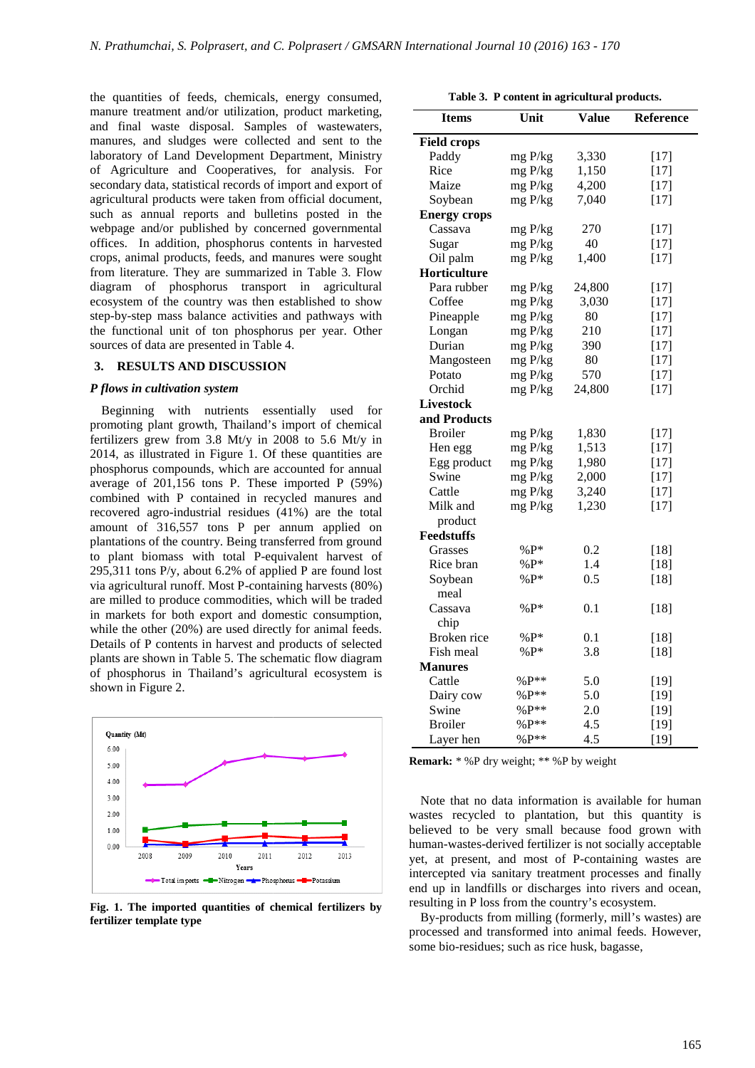the quantities of feeds, chemicals, energy consumed, manure treatment and/or utilization, product marketing, and final waste disposal. Samples of wastewaters, manures, and sludges were collected and sent to the laboratory of Land Development Department, Ministry of Agriculture and Cooperatives, for analysis. For secondary data, statistical records of import and export of agricultural products were taken from official document, such as annual reports and bulletins posted in the webpage and/or published by concerned governmental offices. In addition, phosphorus contents in harvested crops, animal products, feeds, and manures were sought from literature. They are summarized in Table 3. Flow diagram of phosphorus transport in agricultural ecosystem of the country was then established to show step-by-step mass balance activities and pathways with the functional unit of ton phosphorus per year. Other sources of data are presented in Table 4.

## 3. RESULTS AND DISCUSSION

### *P flows in cultivation system*

Beginning with nutrients essentially used for promoting plant growth, Thailand's import of chemical fertilizers grew from 3.8 Mt/y in 2008 to 5.6 Mt/y in 2014, as illustrated in Figure 1. Of these quantities are phosphorus compounds, which are accounted for annual average of 201,156 tons P. These imported P (59%) combined with P contained in recycled manures and recovered agro-industrial residues (41%) are the total amount of 316,557 tons P per annum applied on plantations of the country. Being transferred from ground to plant biomass with total P-equivalent harvest of 295,311 tons P/y, about 6.2% of applied P are found lost via agricultural runoff. Most P-containing harvests (80%) are milled to produce commodities, which will be traded in markets for both export and domestic consumption, while the other (20%) are used directly for animal feeds. Details of P contents in harvest and products of selected plants are shown in Table 3. The schematic flow diagram of phosphorus in Thailand's agricultural ecosystem is shown in Figure 2.

**Fig. 1. The imported quantities of chemical fertilizers by fertilizer template type**

**Table 3. P content in agricultural products.**

| Items | Unit | Value | Reference |
|---|---|---|---|
| **Field crops** | | | |
| Paddy | mg P/kg | 3,330 | [17] |
| Rice | mg P/kg | 1,150 | [17] |
| Maize | mg P/kg | 4,200 | [17] |
| Soybean | mg P/kg | 7,040 | [17] |
| **Energy crops** | | | |
| Cassava | mg P/kg | 270 | [17] |
| Sugar | mg P/kg | 40 | [17] |
| Oil palm | mg P/kg | 1,400 | [17] |
| **Horticulture** | | | |
| Para rubber | mg P/kg | 24,800 | [17] |
| Coffee | mg P/kg | 3,030 | [17] |
| Pineapple | mg P/kg | 80 | [17] |
| Longan | mg P/kg | 210 | [17] |
| Durian | mg P/kg | 390 | [17] |
| Mangosteen | mg P/kg | 80 | [17] |
| Potato | mg P/kg | 570 | [17] |
| Orchid | mg P/kg | 24,800 | [17] |
| **Livestock and Products** | | | |
| Broiler | mg P/kg | 1,830 | [17] |
| Hen egg | mg P/kg | 1,513 | [17] |
| Egg product | mg P/kg | 1,980 | [17] |
| Swine | mg P/kg | 2,000 | [17] |
| Cattle | mg P/kg | 3,240 | [17] |
| Milk and product | mg P/kg | 1,230 | [17] |
| **Feedstuffs** | | | |
| Grasses | %P* | 0.2 | [18] |
| Rice bran | %P* | 1.4 | [18] |
| Soybean meal | %P* | 0.5 | [18] |
| Cassava chip | %P* | 0.1 | [18] |
| Broken rice | %P* | 0.1 | [18] |
| Fish meal | %P* | 3.8 | [18] |
| **Manures** | | | |
| Cattle | %P** | 5.0 | [19] |
| Dairy cow | %P** | 5.0 | [19] |
| Swine | %P** | 2.0 | [19] |
| Broiler | %P** | 4.5 | [19] |
| Layer hen | %P** | 4.5 | [19] |

**Remark:** * %P dry weight; ** %P by weight

Note that no data information is available for human wastes recycled to plantation, but this quantity is believed to be very small because food grown with human-wastes-derived fertilizer is not socially acceptable yet, at present, and most of P-containing wastes are intercepted via sanitary treatment processes and finally end up in landfills or discharges into rivers and ocean, resulting in P loss from the country's ecosystem.

By-products from milling (formerly, mill's wastes) are processed and transformed into animal feeds. However, some bio-residues; such as rice husk, bagasse,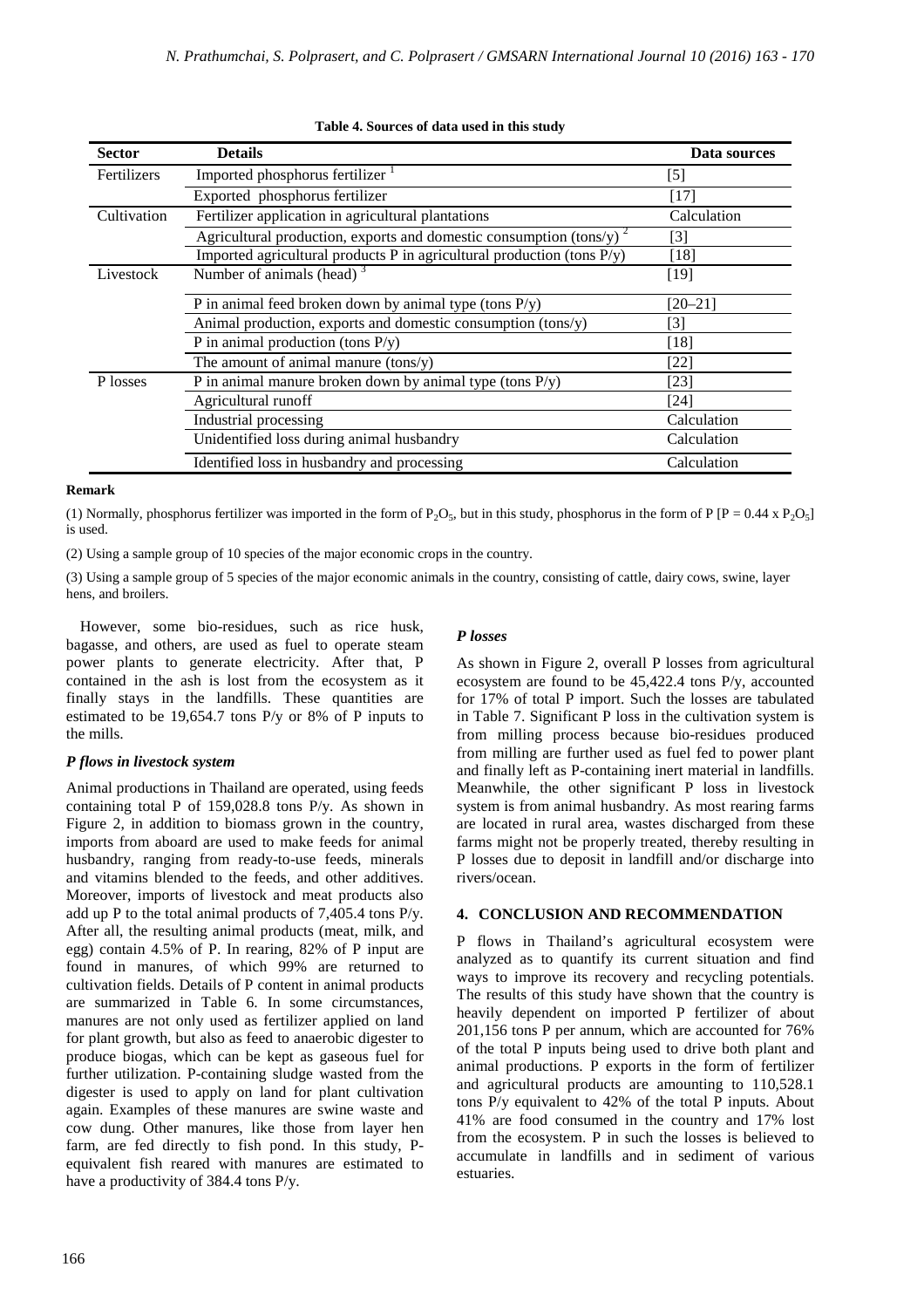**Table 4. Sources of data used in this study**

| Sector | Details | Data sources |
|---|---|---|
| Fertilizers | Imported phosphorus fertilizer [1] | [5] |
| | Exported phosphorus fertilizer | [17] |
| Cultivation | Fertilizer application in agricultural plantations | Calculation |
| | Agricultural production, exports and domestic consumption (tons/y) [2] | [3] |
| | Imported agricultural products P in agricultural production (tons P/y) | [18] |
| Livestock | Number of animals (head) [3] | [19] |
| | P in animal feed broken down by animal type (tons P/y) | [20–21] |
| | Animal production, exports and domestic consumption (tons/y) | [3] |
| | P in animal production (tons P/y) | [18] |
| | The amount of animal manure (tons/y) | [22] |
| P losses | P in animal manure broken down by animal type (tons P/y) | [23] |
| | Agricultural runoff | [24] |
| | Industrial processing | Calculation |
| | Unidentified loss during animal husbandry | Calculation |
| | Identified loss in husbandry and processing | Calculation |

**Remark**

(1) Normally, phosphorus fertilizer was imported in the form of $P_2O_5$, but in this study, phosphorus in the form of P [$P = 0.44 \times P_2O_5$] is used.

(2) Using a sample group of 10 species of the major economic crops in the country.

(3) Using a sample group of 5 species of the major economic animals in the country, consisting of cattle, dairy cows, swine, layer hens, and broilers.

However, some bio-residues, such as rice husk, bagasse, and others, are used as fuel to operate steam power plants to generate electricity. After that, P contained in the ash is lost from the ecosystem as it finally stays in the landfills. These quantities are estimated to be 19,654.7 tons P/y or 8% of P inputs to the mills.

### *P flows in livestock system*

Animal productions in Thailand are operated, using feeds containing total P of 159,028.8 tons P/y. As shown in Figure 2, in addition to biomass grown in the country, imports from aboard are used to make feeds for animal husbandry, ranging from ready-to-use feeds, minerals and vitamins blended to the feeds, and other additives. Moreover, imports of livestock and meat products also add up P to the total animal products of 7,405.4 tons P/y. After all, the resulting animal products (meat, milk, and egg) contain 4.5% of P. In rearing, 82% of P input are found in manures, of which 99% are returned to cultivation fields. Details of P content in animal products are summarized in Table 6. In some circumstances, manures are not only used as fertilizer applied on land for plant growth, but also as feed to anaerobic digester to produce biogas, which can be kept as gaseous fuel for further utilization. P-containing sludge wasted from the digester is used to apply on land for plant cultivation again. Examples of these manures are swine waste and cow dung. Other manures, like those from layer hen farm, are fed directly to fish pond. In this study, P-equivalent fish reared with manures are estimated to have a productivity of 384.4 tons P/y.

### *P losses*

As shown in Figure 2, overall P losses from agricultural ecosystem are found to be 45,422.4 tons P/y, accounted for 17% of total P import. Such the losses are tabulated in Table 7. Significant P loss in the cultivation system is from milling process because bio-residues produced from milling are further used as fuel fed to power plant and finally left as P-containing inert material in landfills. Meanwhile, the other significant P loss in livestock system is from animal husbandry. As most rearing farms are located in rural area, wastes discharged from these farms might not be properly treated, thereby resulting in P losses due to deposit in landfill and/or discharge into rivers/ocean.

## 4. CONCLUSION AND RECOMMENDATION

P flows in Thailand's agricultural ecosystem were analyzed as to quantify its current situation and find ways to improve its recovery and recycling potentials. The results of this study have shown that the country is heavily dependent on imported P fertilizer of about 201,156 tons P per annum, which are accounted for 76% of the total P inputs being used to drive both plant and animal productions. P exports in the form of fertilizer and agricultural products are amounting to 110,528.1 tons P/y equivalent to 42% of the total P inputs. About 41% are food consumed in the country and 17% lost from the ecosystem. P in such the losses is believed to accumulate in landfills and in sediment of various estuaries.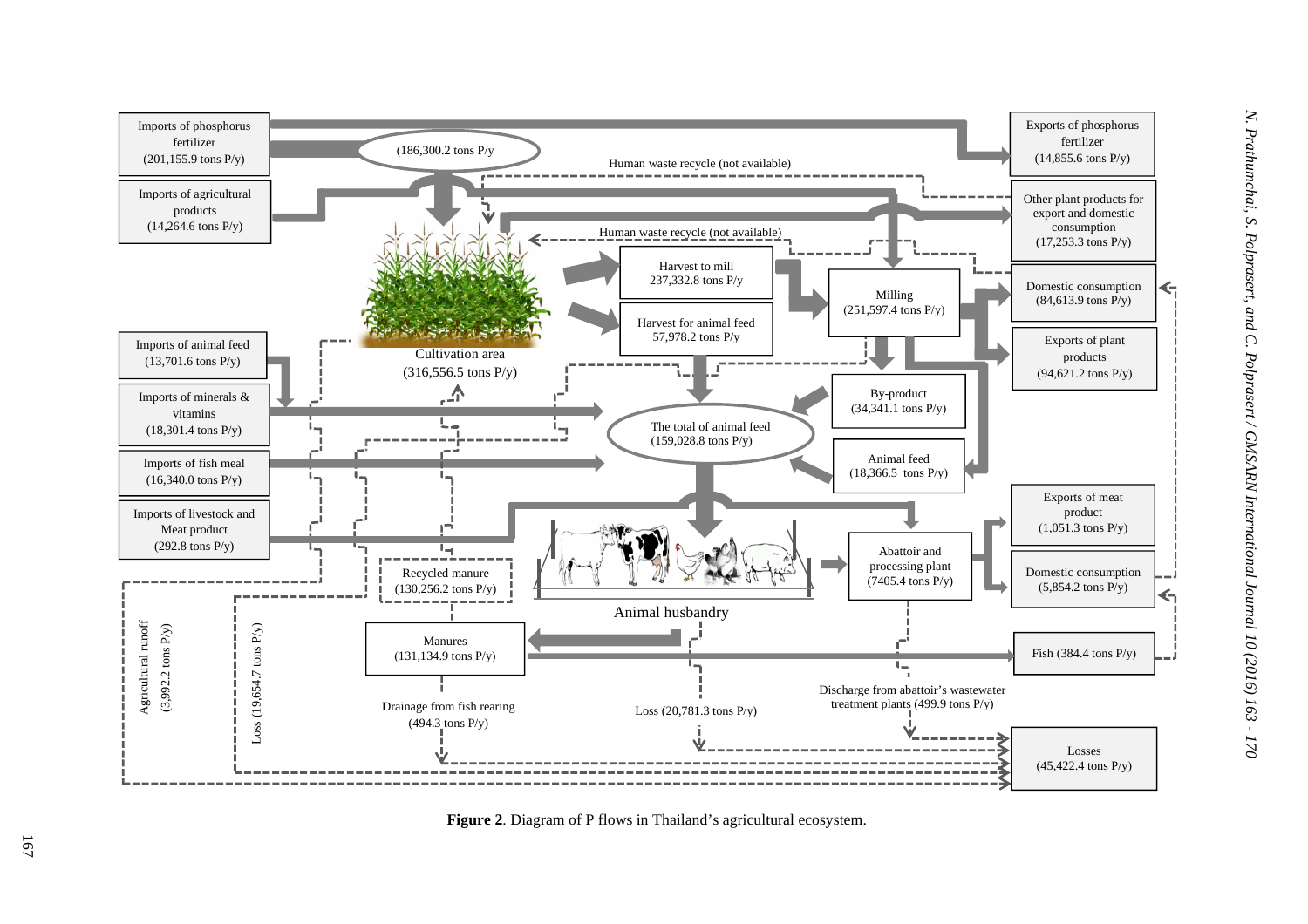Imports of phosphorus fertilizer (201,155.9 tons P/y)

(186,300.2 tons P/y

Imports of agricultural products (14,264.6 tons P/y)

Exports of phosphorus fertilizer (14,855.6 tons P/y)

Human waste recycle (not available)

Other plant products for export and domestic consumption (17,253.3 tons P/y)

Human waste recycle (not available)

Harvest to mill 237,332.8 tons P/y

Harvest for animal feed 57,978.2 tons P/y

Milling (251,597.4 tons P/y)

Domestic consumption (84,613.9 tons P/y)

Exports of plant products (94,621.2 tons P/y)

Cultivation area (316,556.5 tons P/y)

Imports of animal feed (13,701.6 tons P/y)

Imports of minerals & vitamins (18,301.4 tons P/y)

Imports of fish meal (16,340.0 tons P/y)

Imports of livestock and Meat product (292.8 tons P/y)

By-product (34,341.1 tons P/y)

The total of animal feed (159,028.8 tons P/y)

Animal feed (18,366.5 tons P/y)

Exports of meat product (1,051.3 tons P/y)

Recycled manure (130,256.2 tons P/y)

Abattoir and processing plant (7405.4 tons P/y)

Domestic consumption (5,854.2 tons P/y)

Animal husbandry

Agricultural runoff (3,992.2 tons P/y)

Loss (19,654.7 tons P/y)

Manures (131,134.9 tons P/y)

Fish (384.4 tons P/y)

Drainage from fish rearing (494.3 tons P/y)

Loss (20,781.3 tons P/y)

Discharge from abattoir's wastewater treatment plants (499.9 tons P/y)

Losses (45,422.4 tons P/y)

**Figure 2**. Diagram of P flows in Thailand's agricultural ecosystem.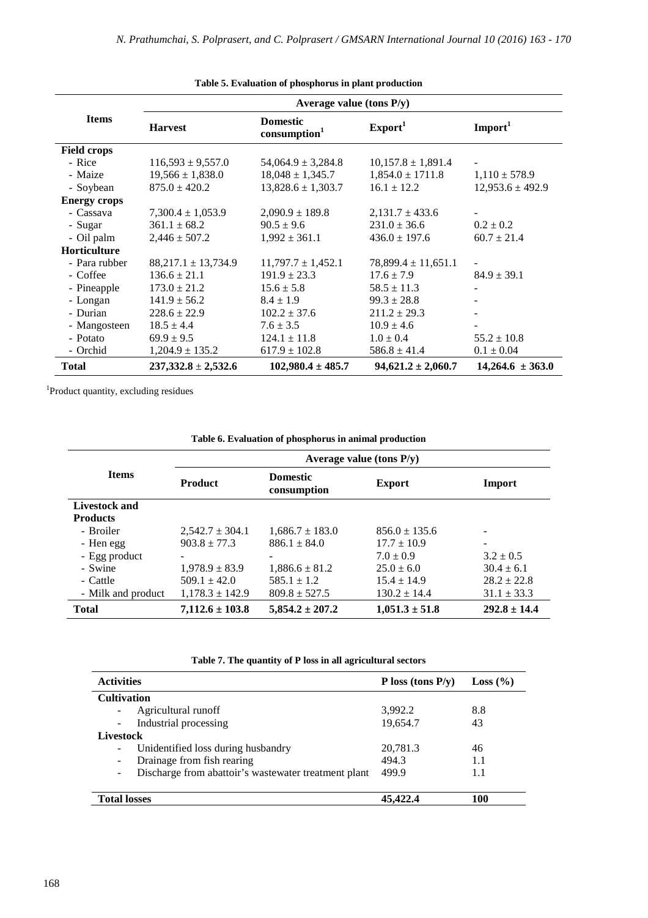**Table 5. Evaluation of phosphorus in plant production**

| Items | Average value (tons P/y) | | | |
|---|---|---|---|---|
| | Harvest | Domestic consumption[1] | Export[1] | Import[1] |
| **Field crops** | | | | |
| - Rice | 116,593 ± 9,557.0 | 54,064.9 ± 3,284.8 | 10,157.8 ± 1,891.4 | - |
| - Maize | 19,566 ± 1,838.0 | 18,048 ± 1,345.7 | 1,854.0 ± 1711.8 | 1,110 ± 578.9 |
| - Soybean | 875.0 ± 420.2 | 13,828.6 ± 1,303.7 | 16.1 ± 12.2 | 12,953.6 ± 492.9 |
| **Energy crops** | | | | |
| - Cassava | 7,300.4 ± 1,053.9 | 2,090.9 ± 189.8 | 2,131.7 ± 433.6 | - |
| - Sugar | 361.1 ± 68.2 | 90.5 ± 9.6 | 231.0 ± 36.6 | 0.2 ± 0.2 |
| - Oil palm | 2,446 ± 507.2 | 1,992 ± 361.1 | 436.0 ± 197.6 | 60.7 ± 21.4 |
| **Horticulture** | | | | |
| - Para rubber | 88,217.1 ± 13,734.9 | 11,797.7 ± 1,452.1 | 78,899.4 ± 11,651.1 | - |
| - Coffee | 136.6 ± 21.1 | 191.9 ± 23.3 | 17.6 ± 7.9 | 84.9 ± 39.1 |
| - Pineapple | 173.0 ± 21.2 | 15.6 ± 5.8 | 58.5 ± 11.3 | - |
| - Longan | 141.9 ± 56.2 | 8.4 ± 1.9 | 99.3 ± 28.8 | - |
| - Durian | 228.6 ± 22.9 | 102.2 ± 37.6 | 211.2 ± 29.3 | - |
| - Mangosteen | 18.5 ± 4.4 | 7.6 ± 3.5 | 10.9 ± 4.6 | - |
| - Potato | 69.9 ± 9.5 | 124.1 ± 11.8 | 1.0 ± 0.4 | 55.2 ± 10.8 |
| - Orchid | 1,204.9 ± 135.2 | 617.9 ± 102.8 | 586.8 ± 41.4 | 0.1 ± 0.04 |
| **Total** | **237,332.8 ± 2,532.6** | **102,980.4 ± 485.7** | **94,621.2 ± 2,060.7** | **14,264.6 ± 363.0** |

[1]Product quantity, excluding residues

**Table 6. Evaluation of phosphorus in animal production**

| Items | Average value (tons P/y) | | | |
|---|---|---|---|---|
| | Product | Domestic consumption | Export | Import |
| **Livestock and Products** | | | | |
| - Broiler | 2,542.7 ± 304.1 | 1,686.7 ± 183.0 | 856.0 ± 135.6 | - |
| - Hen egg | 903.8 ± 77.3 | 886.1 ± 84.0 | 17.7 ± 10.9 | - |
| - Egg product | - | - | 7.0 ± 0.9 | 3.2 ± 0.5 |
| - Swine | 1,978.9 ± 83.9 | 1,886.6 ± 81.2 | 25.0 ± 6.0 | 30.4 ± 6.1 |
| - Cattle | 509.1 ± 42.0 | 585.1 ± 1.2 | 15.4 ± 14.9 | 28.2 ± 22.8 |
| - Milk and product | 1,178.3 ± 142.9 | 809.8 ± 527.5 | 130.2 ± 14.4 | 31.1 ± 33.3 |
| **Total** | **7,112.6 ± 103.8** | **5,854.2 ± 207.2** | **1,051.3 ± 51.8** | **292.8 ± 14.4** |

**Table 7. The quantity of P loss in all agricultural sectors**

| Activities | P loss (tons P/y) | Loss (%) |
|---|---|---|
| **Cultivation** | | |
| - Agricultural runoff | 3,992.2 | 8.8 |
| - Industrial processing | 19,654.7 | 43 |
| **Livestock** | | |
| - Unidentified loss during husbandry | 20,781.3 | 46 |
| - Drainage from fish rearing | 494.3 | 1.1 |
| - Discharge from abattoir's wastewater treatment plant | 499.9 | 1.1 |
| **Total losses** | **45,422.4** | **100** |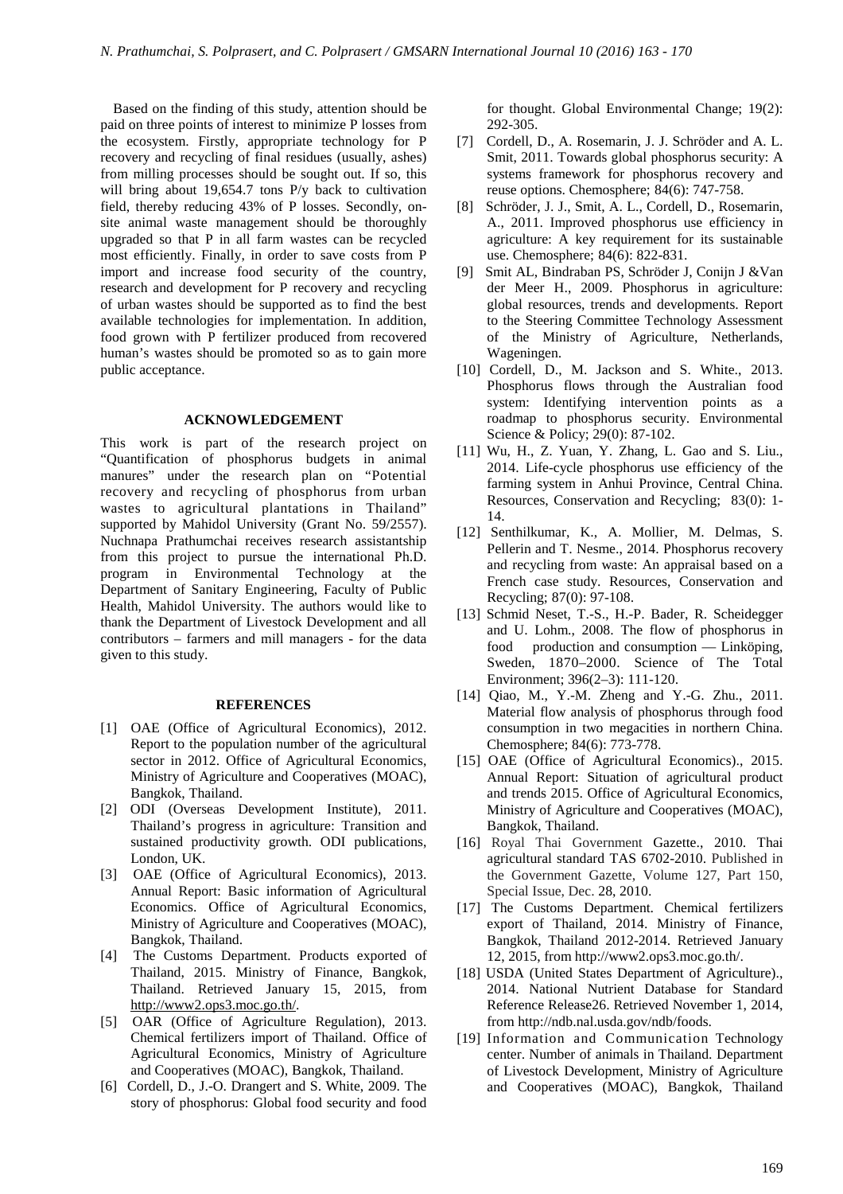Based on the finding of this study, attention should be paid on three points of interest to minimize P losses from the ecosystem. Firstly, appropriate technology for P recovery and recycling of final residues (usually, ashes) from milling processes should be sought out. If so, this will bring about 19,654.7 tons P/y back to cultivation field, thereby reducing 43% of P losses. Secondly, on-site animal waste management should be thoroughly upgraded so that P in all farm wastes can be recycled most efficiently. Finally, in order to save costs from P import and increase food security of the country, research and development for P recovery and recycling of urban wastes should be supported as to find the best available technologies for implementation. In addition, food grown with P fertilizer produced from recovered human's wastes should be promoted so as to gain more public acceptance.

## ACKNOWLEDGEMENT

This work is part of the research project on "Quantification of phosphorus budgets in animal manures" under the research plan on "Potential recovery and recycling of phosphorus from urban wastes to agricultural plantations in Thailand" supported by Mahidol University (Grant No. 59/2557). Nuchnapa Prathumchai receives research assistantship from this project to pursue the international Ph.D. program in Environmental Technology at the Department of Sanitary Engineering, Faculty of Public Health, Mahidol University. The authors would like to thank the Department of Livestock Development and all contributors – farmers and mill managers - for the data given to this study.

## REFERENCES

[1] OAE (Office of Agricultural Economics), 2012. Report to the population number of the agricultural sector in 2012. Office of Agricultural Economics, Ministry of Agriculture and Cooperatives (MOAC), Bangkok, Thailand.

[2] ODI (Overseas Development Institute), 2011. Thailand's progress in agriculture: Transition and sustained productivity growth. ODI publications, London, UK.

[3] OAE (Office of Agricultural Economics), 2013. Annual Report: Basic information of Agricultural Economics. Office of Agricultural Economics, Ministry of Agriculture and Cooperatives (MOAC), Bangkok, Thailand.

[4] The Customs Department. Products exported of Thailand, 2015. Ministry of Finance, Bangkok, Thailand. Retrieved January 15, 2015, from http://www2.ops3.moc.go.th/.

[5] OAR (Office of Agriculture Regulation), 2013. Chemical fertilizers import of Thailand. Office of Agricultural Economics, Ministry of Agriculture and Cooperatives (MOAC), Bangkok, Thailand.

[6] Cordell, D., J.-O. Drangert and S. White, 2009. The story of phosphorus: Global food security and food for thought. Global Environmental Change; 19(2): 292-305.

[7] Cordell, D., A. Rosemarin, J. J. Schröder and A. L. Smit, 2011. Towards global phosphorus security: A systems framework for phosphorus recovery and reuse options. Chemosphere; 84(6): 747-758.

[8] Schröder, J. J., Smit, A. L., Cordell, D., Rosemarin, A., 2011. Improved phosphorus use efficiency in agriculture: A key requirement for its sustainable use. Chemosphere; 84(6): 822-831.

[9] Smit AL, Bindraban PS, Schröder J, Conijn J &Van der Meer H., 2009. Phosphorus in agriculture: global resources, trends and developments. Report to the Steering Committee Technology Assessment of the Ministry of Agriculture, Netherlands, Wageningen.

[10] Cordell, D., M. Jackson and S. White., 2013. Phosphorus flows through the Australian food system: Identifying intervention points as a roadmap to phosphorus security. Environmental Science & Policy; 29(0): 87-102.

[11] Wu, H., Z. Yuan, Y. Zhang, L. Gao and S. Liu., 2014. Life-cycle phosphorus use efficiency of the farming system in Anhui Province, Central China. Resources, Conservation and Recycling; 83(0): 1-14.

[12] Senthilkumar, K., A. Mollier, M. Delmas, S. Pellerin and T. Nesme., 2014. Phosphorus recovery and recycling from waste: An appraisal based on a French case study. Resources, Conservation and Recycling; 87(0): 97-108.

[13] Schmid Neset, T.-S., H.-P. Bader, R. Scheidegger and U. Lohm., 2008. The flow of phosphorus in food production and consumption — Linköping, Sweden, 1870–2000. Science of The Total Environment; 396(2–3): 111-120.

[14] Qiao, M., Y.-M. Zheng and Y.-G. Zhu., 2011. Material flow analysis of phosphorus through food consumption in two megacities in northern China. Chemosphere; 84(6): 773-778.

[15] OAE (Office of Agricultural Economics)., 2015. Annual Report: Situation of agricultural product and trends 2015. Office of Agricultural Economics, Ministry of Agriculture and Cooperatives (MOAC), Bangkok, Thailand.

[16] Royal Thai Government Gazette., 2010. Thai agricultural standard TAS 6702-2010. Published in the Government Gazette, Volume 127, Part 150, Special Issue, Dec. 28, 2010.

[17] The Customs Department. Chemical fertilizers export of Thailand, 2014. Ministry of Finance, Bangkok, Thailand 2012-2014. Retrieved January 12, 2015, from http://www2.ops3.moc.go.th/.

[18] USDA (United States Department of Agriculture)., 2014. National Nutrient Database for Standard Reference Release26. Retrieved November 1, 2014, from http://ndb.nal.usda.gov/ndb/foods.

[19] Information and Communication Technology center. Number of animals in Thailand. Department of Livestock Development, Ministry of Agriculture and Cooperatives (MOAC), Bangkok, Thailand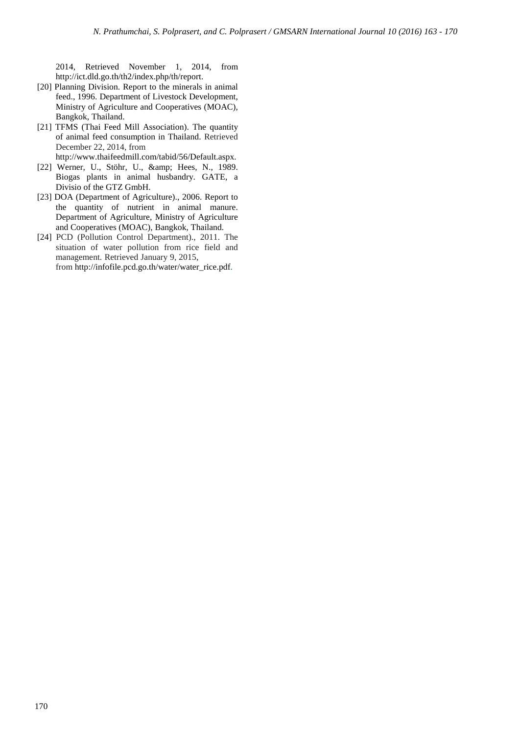2014, Retrieved November 1, 2014, from http://ict.dld.go.th/th2/index.php/th/report.

[20] Planning Division. Report to the minerals in animal feed., 1996. Department of Livestock Development, Ministry of Agriculture and Cooperatives (MOAC), Bangkok, Thailand.

[21] TFMS (Thai Feed Mill Association). The quantity of animal feed consumption in Thailand. Retrieved December 22, 2014, from http://www.thaifeedmill.com/tabid/56/Default.aspx.

[22] Werner, U., Stöhr, U., &amp; Hees, N., 1989. Biogas plants in animal husbandry. GATE, a Divisio of the GTZ GmbH.

[23] DOA (Department of Agriculture)., 2006. Report to the quantity of nutrient in animal manure. Department of Agriculture, Ministry of Agriculture and Cooperatives (MOAC), Bangkok, Thailand.

[24] PCD (Pollution Control Department)., 2011. The situation of water pollution from rice field and management. Retrieved January 9, 2015, from http://infofile.pcd.go.th/water/water_rice.pdf.